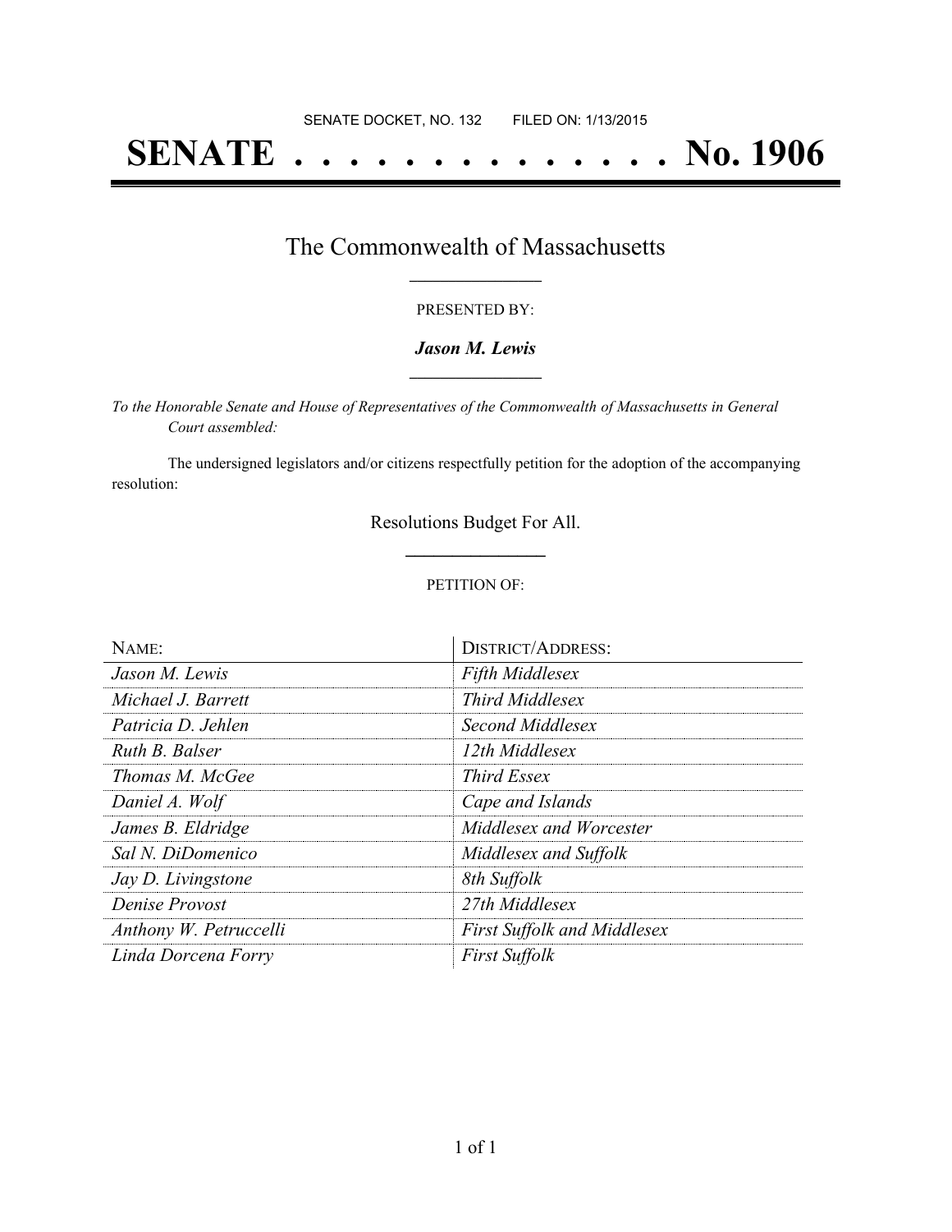SENATE DOCKET, NO. 132        FILED ON: 1/13/2015

# SENATE . . . . . . . . . . . . . . No. 1906

## The Commonwealth of Massachusetts

PRESENTED BY:

***Jason M. Lewis***

*To the Honorable Senate and House of Representatives of the Commonwealth of Massachusetts in General Court assembled:*

The undersigned legislators and/or citizens respectfully petition for the adoption of the accompanying resolution:

Resolutions Budget For All.

PETITION OF:

| NAME: | DISTRICT/ADDRESS: |
|---|---|
| *Jason M. Lewis* | *Fifth Middlesex* |
| *Michael J. Barrett* | *Third Middlesex* |
| *Patricia D. Jehlen* | *Second Middlesex* |
| *Ruth B. Balser* | *12th Middlesex* |
| *Thomas M. McGee* | *Third Essex* |
| *Daniel A. Wolf* | *Cape and Islands* |
| *James B. Eldridge* | *Middlesex and Worcester* |
| *Sal N. DiDomenico* | *Middlesex and Suffolk* |
| *Jay D. Livingstone* | *8th Suffolk* |
| *Denise Provost* | *27th Middlesex* |
| *Anthony W. Petruccelli* | *First Suffolk and Middlesex* |
| *Linda Dorcena Forry* | *First Suffolk* |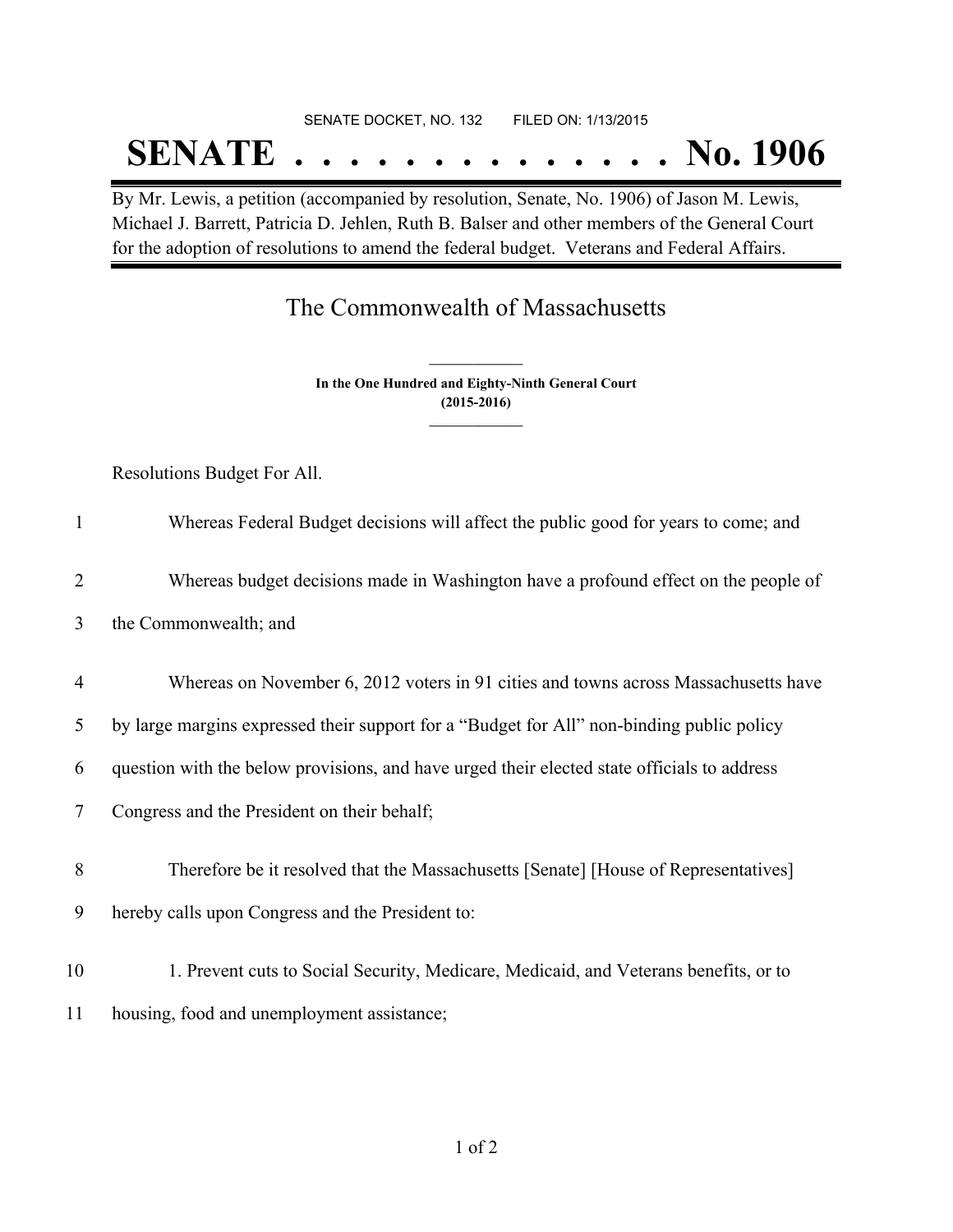SENATE DOCKET, NO. 132        FILED ON: 1/13/2015

# SENATE . . . . . . . . . . . . . . No. 1906

By Mr. Lewis, a petition (accompanied by resolution, Senate, No. 1906) of Jason M. Lewis, Michael J. Barrett, Patricia D. Jehlen, Ruth B. Balser and other members of the General Court for the adoption of resolutions to amend the federal budget. Veterans and Federal Affairs.

## The Commonwealth of Massachusetts

**In the One Hundred and Eighty-Ninth General Court**
**(2015-2016)**

Resolutions Budget For All.

1 Whereas Federal Budget decisions will affect the public good for years to come; and

2 Whereas budget decisions made in Washington have a profound effect on the people of
3 the Commonwealth; and

4 Whereas on November 6, 2012 voters in 91 cities and towns across Massachusetts have
5 by large margins expressed their support for a "Budget for All" non-binding public policy
6 question with the below provisions, and have urged their elected state officials to address
7 Congress and the President on their behalf;

8 Therefore be it resolved that the Massachusetts [Senate] [House of Representatives]
9 hereby calls upon Congress and the President to:

10 1. Prevent cuts to Social Security, Medicare, Medicaid, and Veterans benefits, or to
11 housing, food and unemployment assistance;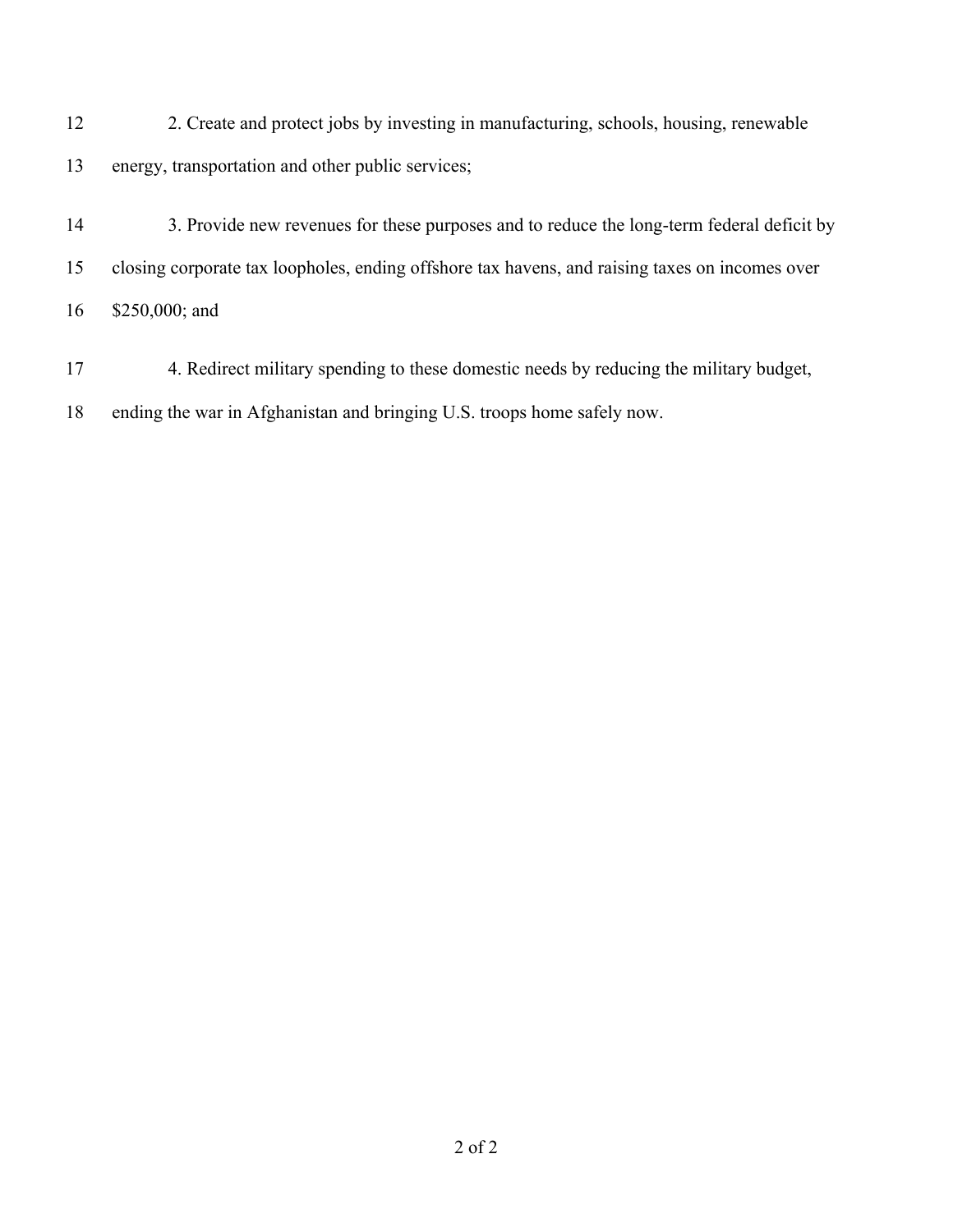2. Create and protect jobs by investing in manufacturing, schools, housing, renewable energy, transportation and other public services;

3. Provide new revenues for these purposes and to reduce the long-term federal deficit by closing corporate tax loopholes, ending offshore tax havens, and raising taxes on incomes over $250,000; and

4. Redirect military spending to these domestic needs by reducing the military budget, ending the war in Afghanistan and bringing U.S. troops home safely now.